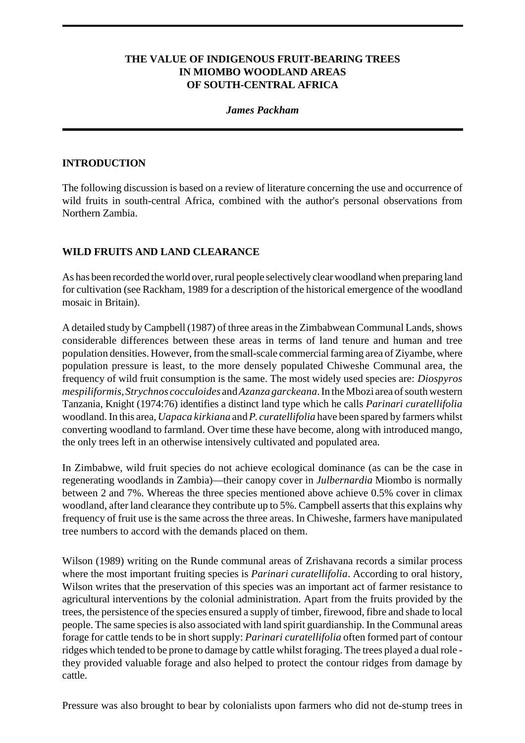# THE VALUE OF INDIGENOUS FRUIT-BEARING TREES IN MIOMBO WOODLAND AREAS OF SOUTH-CENTRAL AFRICA

***James Packham***

## INTRODUCTION

The following discussion is based on a review of literature concerning the use and occurrence of wild fruits in south-central Africa, combined with the author's personal observations from Northern Zambia.

## WILD FRUITS AND LAND CLEARANCE

As has been recorded the world over, rural people selectively clear woodland when preparing land for cultivation (see Rackham, 1989 for a description of the historical emergence of the woodland mosaic in Britain).

A detailed study by Campbell (1987) of three areas in the Zimbabwean Communal Lands, shows considerable differences between these areas in terms of land tenure and human and tree population densities. However, from the small-scale commercial farming area of Ziyambe, where population pressure is least, to the more densely populated Chiweshe Communal area, the frequency of wild fruit consumption is the same. The most widely used species are: *Diospyros mespiliformis*, *Strychnos cocculoides* and *Azanza garckeana*. In the Mbozi area of south western Tanzania, Knight (1974:76) identifies a distinct land type which he calls *Parinari curatellifolia* woodland. In this area, *Uapaca kirkiana* and *P. curatellifolia* have been spared by farmers whilst converting woodland to farmland. Over time these have become, along with introduced mango, the only trees left in an otherwise intensively cultivated and populated area.

In Zimbabwe, wild fruit species do not achieve ecological dominance (as can be the case in regenerating woodlands in Zambia)—their canopy cover in *Julbernardia* Miombo is normally between 2 and 7%. Whereas the three species mentioned above achieve 0.5% cover in climax woodland, after land clearance they contribute up to 5%. Campbell asserts that this explains why frequency of fruit use is the same across the three areas. In Chiweshe, farmers have manipulated tree numbers to accord with the demands placed on them.

Wilson (1989) writing on the Runde communal areas of Zrishavana records a similar process where the most important fruiting species is *Parinari curatellifolia*. According to oral history, Wilson writes that the preservation of this species was an important act of farmer resistance to agricultural interventions by the colonial administration. Apart from the fruits provided by the trees, the persistence of the species ensured a supply of timber, firewood, fibre and shade to local people. The same species is also associated with land spirit guardianship. In the Communal areas forage for cattle tends to be in short supply: *Parinari curatellifolia* often formed part of contour ridges which tended to be prone to damage by cattle whilst foraging. The trees played a dual role - they provided valuable forage and also helped to protect the contour ridges from damage by cattle.

Pressure was also brought to bear by colonialists upon farmers who did not de-stump trees in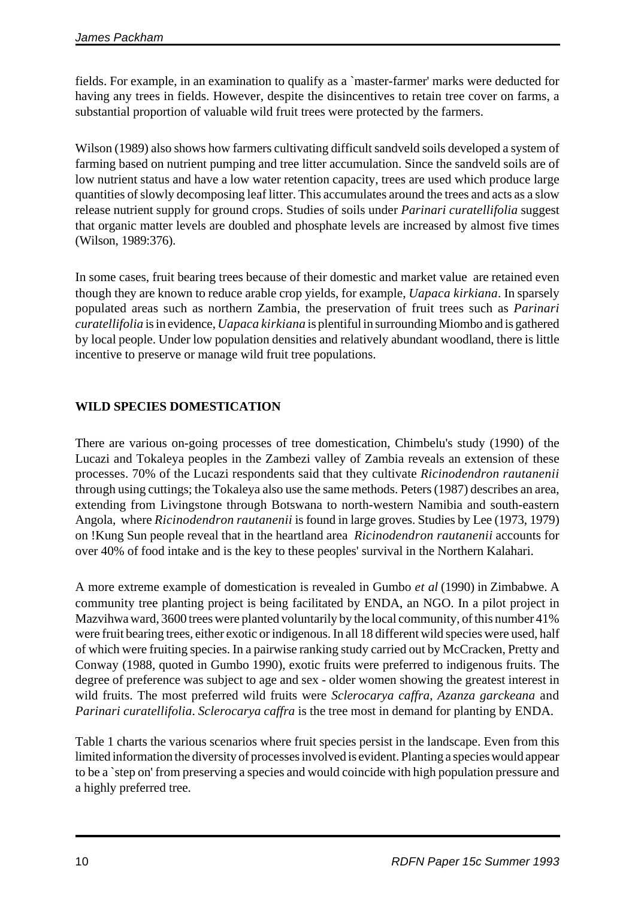fields. For example, in an examination to qualify as a `master-farmer' marks were deducted for having any trees in fields. However, despite the disincentives to retain tree cover on farms, a substantial proportion of valuable wild fruit trees were protected by the farmers.

Wilson (1989) also shows how farmers cultivating difficult sandveld soils developed a system of farming based on nutrient pumping and tree litter accumulation. Since the sandveld soils are of low nutrient status and have a low water retention capacity, trees are used which produce large quantities of slowly decomposing leaf litter. This accumulates around the trees and acts as a slow release nutrient supply for ground crops. Studies of soils under *Parinari curatellifolia* suggest that organic matter levels are doubled and phosphate levels are increased by almost five times (Wilson, 1989:376).

In some cases, fruit bearing trees because of their domestic and market value are retained even though they are known to reduce arable crop yields, for example, *Uapaca kirkiana*. In sparsely populated areas such as northern Zambia, the preservation of fruit trees such as *Parinari curatellifolia* is in evidence, *Uapaca kirkiana* is plentiful in surrounding Miombo and is gathered by local people. Under low population densities and relatively abundant woodland, there is little incentive to preserve or manage wild fruit tree populations.

## WILD SPECIES DOMESTICATION

There are various on-going processes of tree domestication, Chimbelu's study (1990) of the Lucazi and Tokaleya peoples in the Zambezi valley of Zambia reveals an extension of these processes. 70% of the Lucazi respondents said that they cultivate *Ricinodendron rautanenii* through using cuttings; the Tokaleya also use the same methods. Peters (1987) describes an area, extending from Livingstone through Botswana to north-western Namibia and south-eastern Angola, where *Ricinodendron rautanenii* is found in large groves. Studies by Lee (1973, 1979) on !Kung Sun people reveal that in the heartland area *Ricinodendron rautanenii* accounts for over 40% of food intake and is the key to these peoples' survival in the Northern Kalahari.

A more extreme example of domestication is revealed in Gumbo *et al* (1990) in Zimbabwe. A community tree planting project is being facilitated by ENDA, an NGO. In a pilot project in Mazvihwa ward, 3600 trees were planted voluntarily by the local community, of this number 41% were fruit bearing trees, either exotic or indigenous. In all 18 different wild species were used, half of which were fruiting species. In a pairwise ranking study carried out by McCracken, Pretty and Conway (1988, quoted in Gumbo 1990), exotic fruits were preferred to indigenous fruits. The degree of preference was subject to age and sex - older women showing the greatest interest in wild fruits. The most preferred wild fruits were *Sclerocarya caffra*, *Azanza garckeana* and *Parinari curatellifolia*. *Sclerocarya caffra* is the tree most in demand for planting by ENDA.

Table 1 charts the various scenarios where fruit species persist in the landscape. Even from this limited information the diversity of processes involved is evident. Planting a species would appear to be a `step on' from preserving a species and would coincide with high population pressure and a highly preferred tree.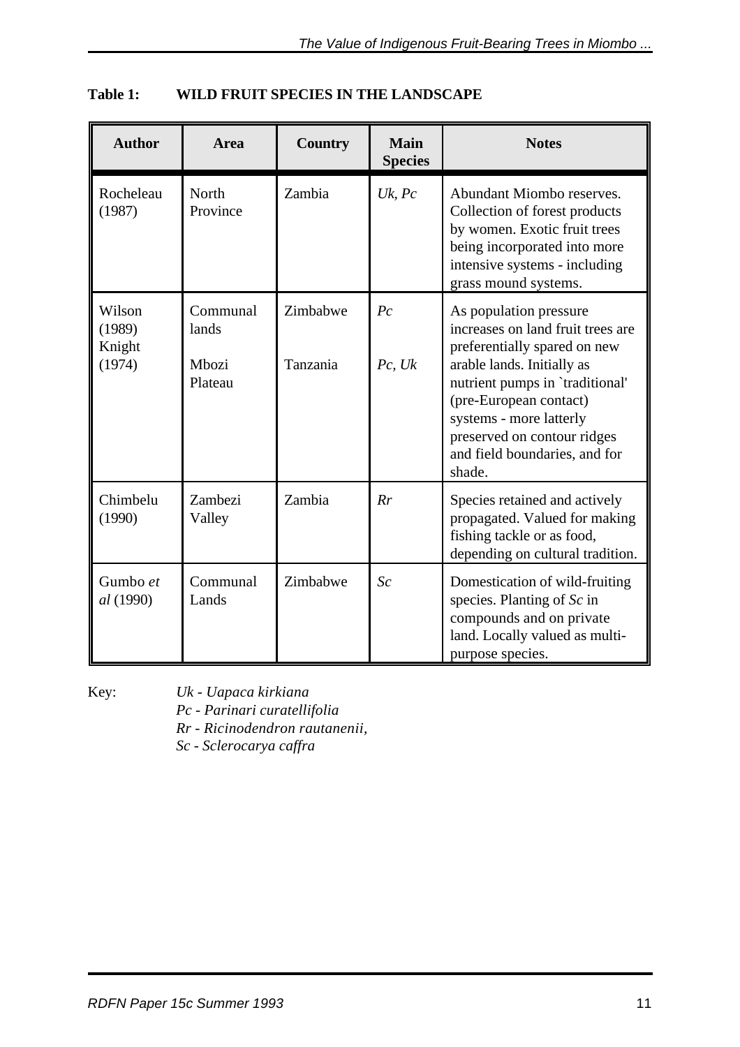**Table 1: WILD FRUIT SPECIES IN THE LANDSCAPE**

| Author | Area | Country | Main Species | Notes |
|---|---|---|---|---|
| Rocheleau (1987) | North Province | Zambia | *Uk, Pc* | Abundant Miombo reserves. Collection of forest products by women. Exotic fruit trees being incorporated into more intensive systems - including grass mound systems. |
| Wilson (1989)<br>Knight (1974) | Communal lands<br>Mbozi Plateau | Zimbabwe<br>Tanzania | *Pc*<br>*Pc, Uk* | As population pressure increases on land fruit trees are preferentially spared on new arable lands. Initially as nutrient pumps in `traditional' (pre-European contact) systems - more latterly preserved on contour ridges and field boundaries, and for shade. |
| Chimbelu (1990) | Zambezi Valley | Zambia | *Rr* | Species retained and actively propagated. Valued for making fishing tackle or as food, depending on cultural tradition. |
| Gumbo *et al* (1990) | Communal Lands | Zimbabwe | *Sc* | Domestication of wild-fruiting species. Planting of *Sc* in compounds and on private land. Locally valued as multi-purpose species. |

Key: *Uk - Uapaca kirkiana*
*Pc - Parinari curatellifolia*
*Rr - Ricinodendron rautanenii,*
*Sc - Sclerocarya caffra*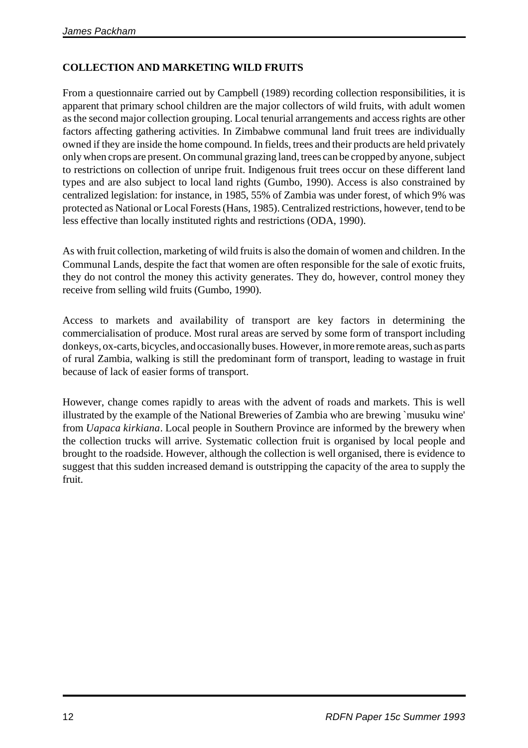## COLLECTION AND MARKETING WILD FRUITS

From a questionnaire carried out by Campbell (1989) recording collection responsibilities, it is apparent that primary school children are the major collectors of wild fruits, with adult women as the second major collection grouping. Local tenurial arrangements and access rights are other factors affecting gathering activities. In Zimbabwe communal land fruit trees are individually owned if they are inside the home compound. In fields, trees and their products are held privately only when crops are present. On communal grazing land, trees can be cropped by anyone, subject to restrictions on collection of unripe fruit. Indigenous fruit trees occur on these different land types and are also subject to local land rights (Gumbo, 1990). Access is also constrained by centralized legislation: for instance, in 1985, 55% of Zambia was under forest, of which 9% was protected as National or Local Forests (Hans, 1985). Centralized restrictions, however, tend to be less effective than locally instituted rights and restrictions (ODA, 1990).

As with fruit collection, marketing of wild fruits is also the domain of women and children. In the Communal Lands, despite the fact that women are often responsible for the sale of exotic fruits, they do not control the money this activity generates. They do, however, control money they receive from selling wild fruits (Gumbo, 1990).

Access to markets and availability of transport are key factors in determining the commercialisation of produce. Most rural areas are served by some form of transport including donkeys, ox-carts, bicycles, and occasionally buses. However, in more remote areas, such as parts of rural Zambia, walking is still the predominant form of transport, leading to wastage in fruit because of lack of easier forms of transport.

However, change comes rapidly to areas with the advent of roads and markets. This is well illustrated by the example of the National Breweries of Zambia who are brewing `musuku wine' from *Uapaca kirkiana*. Local people in Southern Province are informed by the brewery when the collection trucks will arrive. Systematic collection fruit is organised by local people and brought to the roadside. However, although the collection is well organised, there is evidence to suggest that this sudden increased demand is outstripping the capacity of the area to supply the fruit.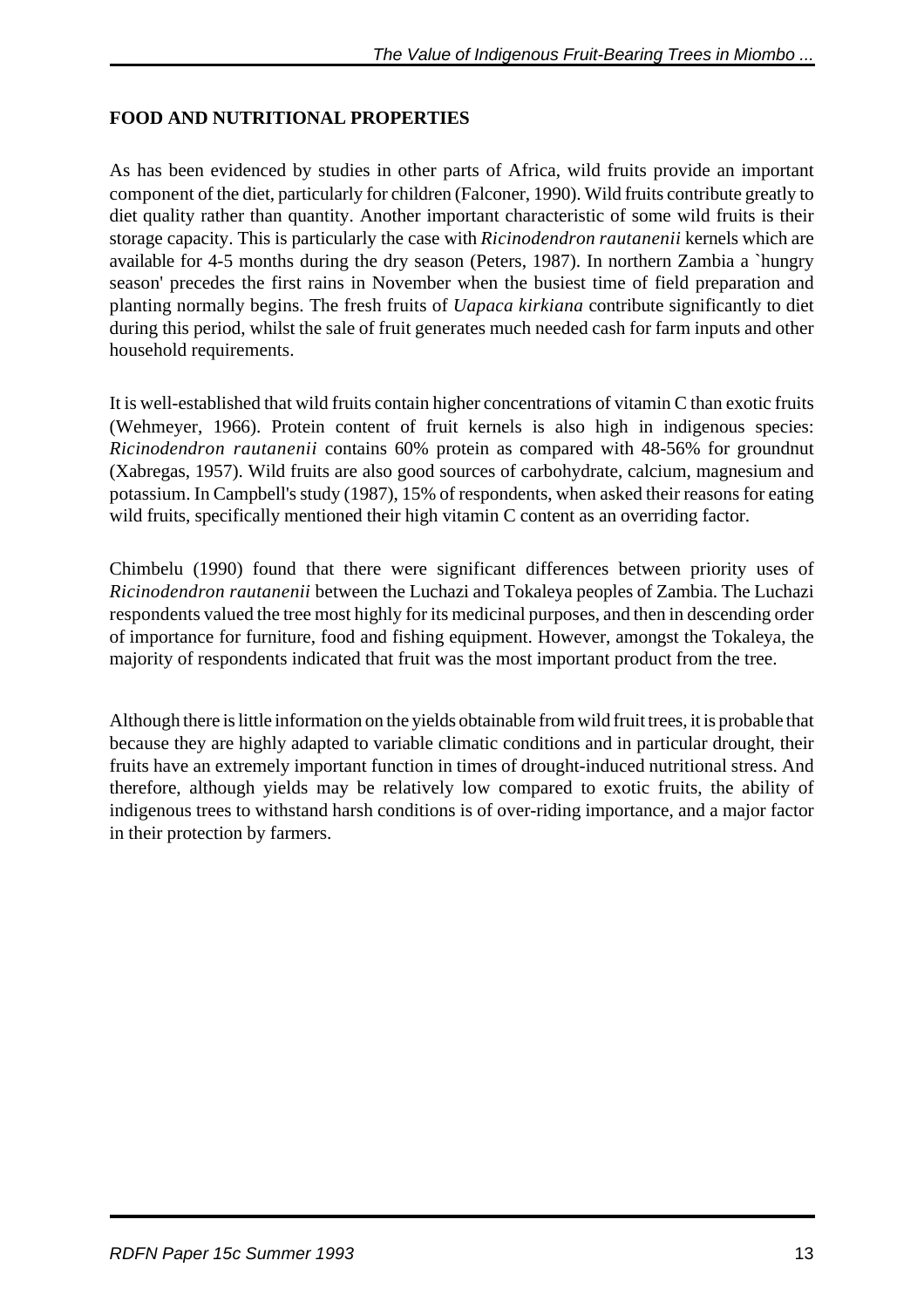## FOOD AND NUTRITIONAL PROPERTIES

As has been evidenced by studies in other parts of Africa, wild fruits provide an important component of the diet, particularly for children (Falconer, 1990). Wild fruits contribute greatly to diet quality rather than quantity. Another important characteristic of some wild fruits is their storage capacity. This is particularly the case with *Ricinodendron rautanenii* kernels which are available for 4-5 months during the dry season (Peters, 1987). In northern Zambia a `hungry season' precedes the first rains in November when the busiest time of field preparation and planting normally begins. The fresh fruits of *Uapaca kirkiana* contribute significantly to diet during this period, whilst the sale of fruit generates much needed cash for farm inputs and other household requirements.

It is well-established that wild fruits contain higher concentrations of vitamin C than exotic fruits (Wehmeyer, 1966). Protein content of fruit kernels is also high in indigenous species: *Ricinodendron rautanenii* contains 60% protein as compared with 48-56% for groundnut (Xabregas, 1957). Wild fruits are also good sources of carbohydrate, calcium, magnesium and potassium. In Campbell's study (1987), 15% of respondents, when asked their reasons for eating wild fruits, specifically mentioned their high vitamin C content as an overriding factor.

Chimbelu (1990) found that there were significant differences between priority uses of *Ricinodendron rautanenii* between the Luchazi and Tokaleya peoples of Zambia. The Luchazi respondents valued the tree most highly for its medicinal purposes, and then in descending order of importance for furniture, food and fishing equipment. However, amongst the Tokaleya, the majority of respondents indicated that fruit was the most important product from the tree.

Although there is little information on the yields obtainable from wild fruit trees, it is probable that because they are highly adapted to variable climatic conditions and in particular drought, their fruits have an extremely important function in times of drought-induced nutritional stress. And therefore, although yields may be relatively low compared to exotic fruits, the ability of indigenous trees to withstand harsh conditions is of over-riding importance, and a major factor in their protection by farmers.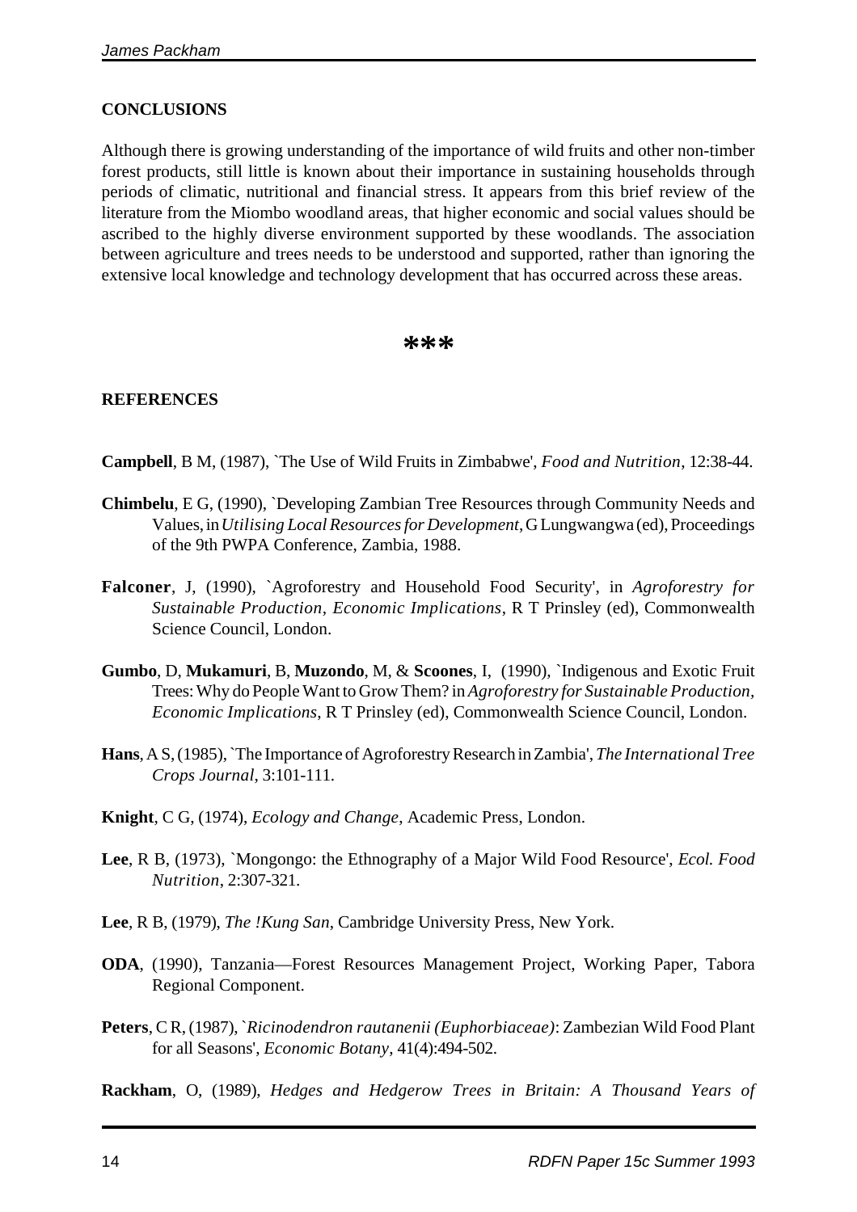## CONCLUSIONS

Although there is growing understanding of the importance of wild fruits and other non-timber forest products, still little is known about their importance in sustaining households through periods of climatic, nutritional and financial stress. It appears from this brief review of the literature from the Miombo woodland areas, that higher economic and social values should be ascribed to the highly diverse environment supported by these woodlands. The association between agriculture and trees needs to be understood and supported, rather than ignoring the extensive local knowledge and technology development that has occurred across these areas.

***

## REFERENCES

**Campbell**, B M, (1987), `The Use of Wild Fruits in Zimbabwe', *Food and Nutrition*, 12:38-44.

**Chimbelu**, E G, (1990), `Developing Zambian Tree Resources through Community Needs and Values, in *Utilising Local Resources for Development*, G Lungwangwa (ed), Proceedings of the 9th PWPA Conference, Zambia, 1988.

**Falconer**, J, (1990), `Agroforestry and Household Food Security', in *Agroforestry for Sustainable Production, Economic Implications*, R T Prinsley (ed), Commonwealth Science Council, London.

**Gumbo**, D, **Mukamuri**, B, **Muzondo**, M, & **Scoones**, I, (1990), `Indigenous and Exotic Fruit Trees: Why do People Want to Grow Them? in *Agroforestry for Sustainable Production, Economic Implications*, R T Prinsley (ed), Commonwealth Science Council, London.

**Hans**, A S, (1985), `The Importance of Agroforestry Research in Zambia', *The International Tree Crops Journal*, 3:101-111.

**Knight**, C G, (1974), *Ecology and Change*, Academic Press, London.

**Lee**, R B, (1973), `Mongongo: the Ethnography of a Major Wild Food Resource', *Ecol. Food Nutrition*, 2:307-321.

**Lee**, R B, (1979), *The !Kung San*, Cambridge University Press, New York.

**ODA**, (1990), Tanzania—Forest Resources Management Project, Working Paper, Tabora Regional Component.

**Peters**, C R, (1987), `*Ricinodendron rautanenii (Euphorbiaceae)*: Zambezian Wild Food Plant for all Seasons', *Economic Botany*, 41(4):494-502.

**Rackham**, O, (1989), *Hedges and Hedgerow Trees in Britain: A Thousand Years of*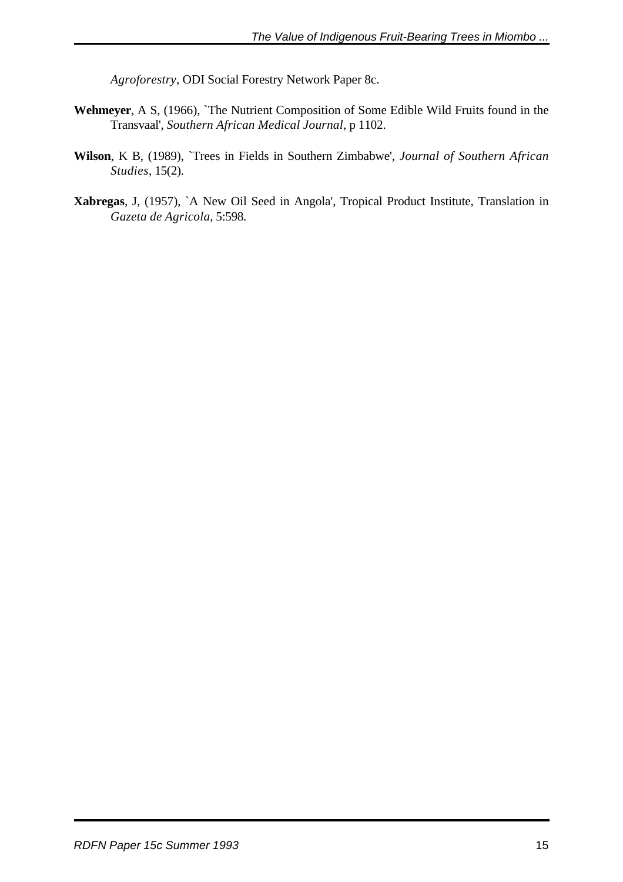*Agroforestry*, ODI Social Forestry Network Paper 8c.

**Wehmeyer**, A S, (1966), `The Nutrient Composition of Some Edible Wild Fruits found in the Transvaal', *Southern African Medical Journal*, p 1102.

**Wilson**, K B, (1989), `Trees in Fields in Southern Zimbabwe', *Journal of Southern African Studies*, 15(2).

**Xabregas**, J, (1957), `A New Oil Seed in Angola', Tropical Product Institute, Translation in *Gazeta de Agricola*, 5:598.